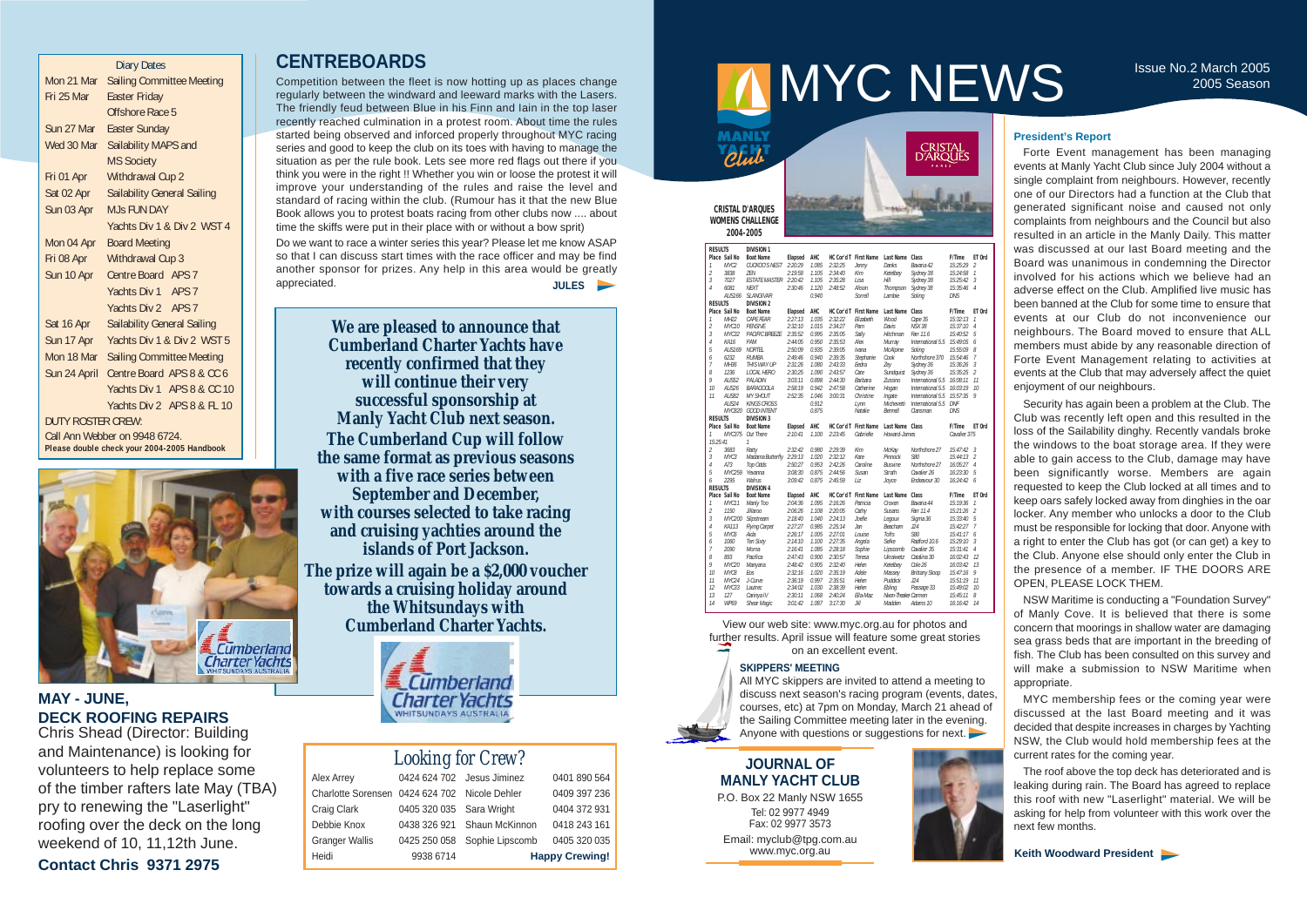# MYC NEWS

Issue No.2 March 2005
2005 Season

| Diary Dates | |
|---|---|
| Mon 21 Mar | Sailing Committee Meeting |
| Fri 25 Mar | Easter Friday |
| | Offshore Race 5 |
| Sun 27 Mar | Easter Sunday |
| Wed 30 Mar | Sailability MAPS and |
| | MS Society |
| Fri 01 Apr | Withdrawal Cup 2 |
| Sat 02 Apr | Sailability General Sailing |
| Sun 03 Apr | MJs FUN DAY |
| | Yachts Div 1 & Div 2 WST 4 |
| Mon 04 Apr | Board Meeting |
| Fri 08 Apr | Withdrawal Cup 3 |
| Sun 10 Apr | Centre Board APS 7 |
| | Yachts Div 1 APS 7 |
| | Yachts Div 2 APS 7 |
| Sat 16 Apr | Sailability General Sailing |
| Sun 17 Apr | Yachts Div 1 & Div 2 WST 5 |
| Mon 18 Mar | Sailing Committee Meeting |
| Sun 24 April | Centre Board APS 8 & CC 6 |
| | Yachts Div 1 APS 8 & CC 10 |
| | Yachts Div 2 APS 8 & FL 10 |

DUTY ROSTER CREW:
Call Ann Webber on 9948 6724.
**Please double check your 2004-2005 Handbook**

## CENTREBOARDS

Competition between the fleet is now hotting up as places change regularly between the windward and leeward marks with the Lasers. The friendly feud between Blue in his Finn and Iain in the top laser recently reached culmination in a protest room. About time the rules started being observed and inforced properly throughout MYC racing series and good to keep the club on its toes with having to manage the situation as per the rule book. Lets see more red flags out there if you think you were in the right !! Whether you win or loose the protest it will improve your understanding of the rules and raise the level and standard of racing within the club. (Rumour has it that the new Blue Book allows you to protest boats racing from other clubs now .... about time the skiffs were put in their place with or without a bow sprit)

Do we want to race a winter series this year? Please let me know ASAP so that I can discuss start times with the race officer and may be find another sponsor for prizes. Any help in this area would be greatly appreciated.

**JULES**

**We are pleased to announce that Cumberland Charter Yachts have recently confirmed that they will continue their very successful sponsorship at Manly Yacht Club next season. The Cumberland Cup will follow the same format as previous seasons with a five race series between September and December, with courses selected to take racing and cruising yachties around the islands of Port Jackson. The prize will again be a $2,000 voucher towards a cruising holiday around the Whitsundays with Cumberland Charter Yachts.**

## MAY - JUNE, DECK ROOFING REPAIRS

Chris Shead (Director: Building and Maintenance) is looking for volunteers to help replace some of the timber rafters late May (TBA) pry to renewing the "Laserlight" roofing over the deck on the long weekend of 10, 11,12th June.

**Contact Chris 9371 2975**

## Looking for Crew?

| | | | |
|---|---|---|---|
| Alex Arrey | 0424 624 702 | Jesus Jiminez | 0401 890 564 |
| Charlotte Sorensen | 0424 624 702 | Nicole Dehler | 0409 397 236 |
| Craig Clark | 0405 320 035 | Sara Wright | 0404 372 931 |
| Debbie Knox | 0438 326 921 | Shaun McKinnon | 0418 243 161 |
| Granger Wallis | 0425 250 058 | Sophie Lipscomb | 0405 320 035 |
| Heidi | 9938 6714 | | **Happy Crewing!** |

### CRISTAL D'ARQUES WOMENS CHALLENGE 2004-2005

**RESULTS — DIVISION 1**

| Place | Sail No | Boat Name | Elapsed | AHC | HC Cor'd T | First Name | Last Name | Class | F/Time | ET Ord |
|---|---|---|---|---|---|---|---|---|---|---|
| 1 | MYC2 | CUCKOO'S NEST | 2:20:29 | 1.085 | 2:32:25 | Jenny | Danks | Bavaria 42 | 15:25:29 | 2 |
| 2 | 3838 | ZEN | 2:19:58 | 1.105 | 2:34:40 | Kim | Ketelbey | Sydney 38 | 15:24:58 | 1 |
| 3 | 7027 | ESTATE MASTER | 2:20:42 | 1.105 | 2:35:28 | Lisa | Hill | Sydney 38 | 15:25:42 | 3 |
| 4 | 6081 | NEXT | 2:30:46 | 1.120 | 2:48:52 | Alison | Thompson | Sydney 38 | 15:35:46 | 4 |
| | AUS166 | SLANGIVAR | | 0.940 | | Sorrell | Lambie | Soling | DNS | |

**RESULTS — DIVISION 2**

| Place | Sail No | Boat Name | Elapsed | AHC | HC Cor'd T | First Name | Last Name | Class | F/Time | ET Ord |
|---|---|---|---|---|---|---|---|---|---|---|
| 1 | MH62 | CAPE FEAR | 2:27:13 | 1.035 | 2:32:22 | Elizabeth | Wood | Cape 35 | 15:32:13 | 1 |
| 2 | MYC10 | PENSIVE | 2:32:10 | 1.015 | 2:34:27 | Pam | Davis | NSX 38 | 15:37:10 | 5 |
| 3 | MYC22 | PACIFIC BREEZE | 2:35:52 | 0.995 | 2:35:05 | Sally | Hitchman | Farr 11.6 | 15:40:52 | 5 |
| 4 | KA16 | PAM | 2:44:05 | 0.950 | 2:35:53 | Alex | Murray | International 5.5 | 15:49:05 | 6 |
| 5 | AUS169 | NORTEL | 2:50:09 | 0.935 | 2:39:05 | Ivana | McAlpine | Soling | 15:55:09 | 8 |
| 6 | 6232 | RUMBA | 2:49:46 | 0.940 | 2:39:35 | Stephanie | Cook | Northshore 370 | 15:54:46 | 7 |
| 7 | MH95 | THIS WAY UP | 2:31:26 | 1.080 | 2:43:33 | Bedra | Zey | Sydney 36 | 15:36:26 | 3 |
| 8 | 1236 | LOCAL HERO | 2:30:25 | 1.090 | 2:43:57 | Cate | Sundquist | Sydney 36 | 15:35:25 | 2 |
| 9 | AUS52 | PALADIN | 3:03:11 | 0.898 | 2:44:30 | Barbara | Zussino | International 5.5 | 16:08:11 | 11 |
| 10 | AUS26 | BARACOOLA | 2:58:19 | 0.942 | 2:47:58 | Catherine | Hogan | International 5.5 | 16:03:19 | 10 |
| 11 | AUS52 | MY SHOUT | 2:52:35 | 1.046 | 3:00:31 | Christine | Ingate | International 5.5 | 15:57:35 | 9 |
| | AUS24 | KINGS CROSS | | 0.912 | | Lynn | Michevetti | International 5.5 | DNF | |
| | MYC20 | GOOD INTENT | | 0.875 | | Natalie | Bennell | Dansman | DNS | |

**RESULTS — DIVISION 3**

| Place | Sail No | Boat Name | Elapsed | AHC | HC Cor'd T | First Name | Last Name | Class | F/Time | ET Ord |
|---|---|---|---|---|---|---|---|---|---|---|
| 1 | MYC375 | Out There | 2:10:41 | 1.100 | 2:23:45 | Gabrielle | Howard-James | | Cavalier 375 15:25:41 | 1 |
| 2 | 3683 | Ratty | 2:32:42 | 0.980 | 2:29:39 | Kim | McKay | Northshore 27 | 15:47:42 | 3 |
| 3 | MYC2 | Madame Butterfly | 2:29:13 | 1.020 | 2:32:12 | Kate | Pennock | S80 | 15:44:13 | 2 |
| 4 | A73 | Top Odds | 2:50:27 | 0.953 | 2:42:26 | Caroline | Bussine | Northshore 27 | 16:05:27 | 4 |
| 5 | MYC259 | Yevanna | 3:08:30 | 0.875 | 2:44:56 | Susan | Strath | Cavalier 26 | 16:23:30 | 5 |
| 6 | 2295 | Walrus | 3:09:42 | 0.875 | 2:45:59 | Liz | Joyce | Endeavour 30 | 16:24:42 | 6 |

**RESULTS — DIVISION 4**

| Place | Sail No | Boat Name | Elapsed | AHC | HC Cor'd T | First Name | Last Name | Class | F/Time | ET Ord |
|---|---|---|---|---|---|---|---|---|---|---|
| 1 | MYC11 | Manly Too | 2:04:36 | 1.095 | 2:16:26 | Patricia | Craven | Bavaria 44 | 15:19:36 | 1 |
| 2 | 1150 | Jillaroo | 2:06:26 | 1.108 | 2:20:05 | Cathy | Susans | Farr 11.4 | 15:21:26 | 2 |
| 3 | MYC200 | Slipstream | 2:18:40 | 1.040 | 2:24:13 | Joelle | Legoux | Sigma 36 | 15:33:40 | 5 |
| 4 | KA113 | Flying Carpet | 2:27:27 | 0.985 | 2:25:14 | Jan | Beacham | J24 | 15:42:27 | 7 |
| 5 | MYC6 | Akala | 2:26:17 | 1.005 | 2:27:01 | Louise | Tohs | S80 | 15:41:17 | 6 |
| 6 | 1060 | Ten Sixty | 2:14:10 | 1.100 | 2:27:35 | Angela | Selke | Radford 10.6 | 15:29:10 | 3 |
| 7 | 2090 | Morna | 2:16:41 | 1.085 | 2:28:18 | Sophie | Lipscomb | Cavalier 35 | 15:31:41 | 4 |
| 8 | 693 | Pacifica | 2:47:43 | 0.900 | 2:30:57 | Teresa | Ukrainetz | Catalina 30 | 16:02:43 | 12 |
| 9 | MYC20 | Manyana | 2:48:42 | 0.905 | 2:32:40 | Helen | Ketelbey | Cole 26 | 16:03:42 | 13 |
| 10 | MH36 | Eos | 2:32:16 | 1.020 | 2:35:19 | Adele | Massey | Brittany Sloop | 15:47:16 | 9 |
| 11 | MYC24 | J-Curve | 2:36:19 | 0.997 | 2:35:51 | Helen | Puddick | J24 | 15:51:19 | 11 |
| 12 | MYC33 | Lautrec | 2:34:02 | 1.030 | 2:38:39 | Helen | Ebling | Passage 33 | 15:49:02 | 10 |
| 13 | 127 | Carinya IV | 2:30:11 | 1.068 | 2:40:24 | Ella-Mai | 127 | Nixon-Thaker Carmen | 15:45:11 | 8 |
| 14 | WP69 | Shear Magic | 3:01:42 | 1.087 | 3:17:30 | Jill | Madden | Adams 10 | 16:16:42 | 14 |

View our web site: www.myc.org.au for photos and further results. April issue will feature some great stories on an excellent event.

### SKIPPERS' MEETING

All MYC skippers are invited to attend a meeting to discuss next season's racing program (events, dates, courses, etc) at 7pm on Monday, March 21 ahead of the Sailing Committee meeting later in the evening. Anyone with questions or suggestions for next.

### JOURNAL OF MANLY YACHT CLUB

P.O. Box 22 Manly NSW 1655
Tel: 02 9977 4949
Fax: 02 9977 3573
Email: myclub@tpg.com.au
www.myc.org.au

### President's Report

Forte Event management has been managing events at Manly Yacht Club since July 2004 without a single complaint from neighbours. However, recently one of our Directors had a function at the Club that generated significant noise and caused not only complaints from neighbours and the Council but also resulted in an article in the Manly Daily. This matter was discussed at our last Board meeting and the Board was unanimous in condemning the Director involved for his actions which we believe had an adverse effect on the Club. Amplified live music has been banned at the Club for some time to ensure that events at our Club do not inconvenience our neighbours. The Board moved to ensure that ALL members must abide by any reasonable direction of Forte Event Management relating to activities at events at the Club that may adversely affect the quiet enjoyment of our neighbours.

Security has again been a problem at the Club. The Club was recently left open and this resulted in the loss of the Sailability dinghy. Recently vandals broke the windows to the boat storage area. If they were able to gain access to the Club, damage may have been significantly worse. Members are again requested to keep the Club locked at all times and to keep oars safely locked away from dinghies in the oar locker. Any member who unlocks a door to the Club must be responsible for locking that door. Anyone with a right to enter the Club has got (or can get) a key to the Club. Anyone else should only enter the Club in the presence of a member. IF THE DOORS ARE OPEN, PLEASE LOCK THEM.

NSW Maritime is conducting a "Foundation Survey" of Manly Cove. It is believed that there is some concern that moorings in shallow water are damaging sea grass beds that are important in the breeding of fish. The Club has been consulted on this survey and will make a submission to NSW Maritime when appropriate.

MYC membership fees or the coming year were discussed at the last Board meeting and it was decided that despite increases in charges by Yachting NSW, the Club would hold membership fees at the current rates for the coming year.

The roof above the top deck has deteriorated and is leaking during rain. The Board has agreed to replace this roof with new "Laserlight" material. We will be asking for help from volunteer with this work over the next few months.

**Keith Woodward President**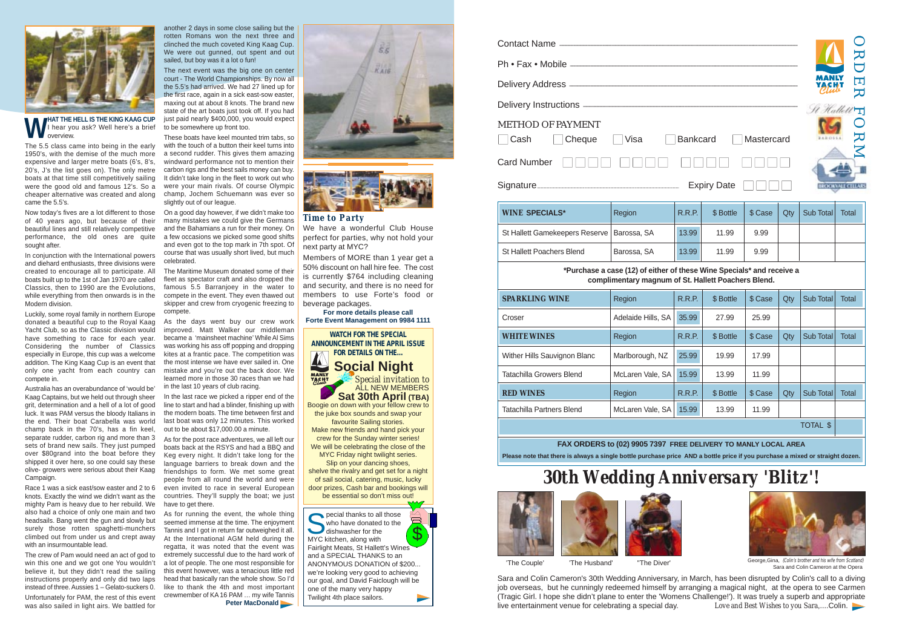**WHAT THE HELL IS THE KING KAAG CUP** I hear you ask? Well here's a brief overview.

The 5.5 class came into being in the early 1950's, with the demise of the much more expensive and larger metre boats (6's, 8's, 20's, J's the list goes on). The only metre boats at that time still competitively sailing were the good old and famous 12's. So a cheaper alternative was created and along came the 5.5's.

Now today's fives are a lot different to those of 40 years ago, but because of their beautiful lines and still relatively competitive performance, the old ones are quite sought after.

In conjunction with the International powers and diehard enthusiasts, three divisions were created to encourage all to participate. All boats built up to the 1st of Jan 1970 are called Classics, then to 1990 are the Evolutions, while everything from then onwards is in the Modern division.

Luckily, some royal family in northern Europe donated a beautiful cup to the Royal Kaag Yacht Club, so as the Classic division would have something to race for each year. Considering the number of Classics especially in Europe, this cup was a welcome addition. The King Kaag Cup is an event that only one yacht from each country can compete in.

Australia has an overabundance of 'would be' Kaag Captains, but we held out through sheer grit, determination and a hell of a lot of good luck. It was PAM versus the bloody Italians in the end. Their boat Carabella was world champ back in the 70's, has a fin keel, separate rudder, carbon rig and more than 3 sets of brand new sails. They just pumped over $80grand into the boat before they shipped it over here, so one could say these olive- growers were serious about their Kaag Campaign.

Race 1 was a sick east/sow easter and 2 to 6 knots. Exactly the wind we didn't want as the mighty Pam is heavy due to her rebuild. We also had a choice of only one main and two headsails. Bang went the gun and slowly but surely those rotten spaghetti-munchers climbed out from under us and crept away with an insurmountable lead.

The crew of Pam would need an act of god to win this one and we got one You wouldn't believe it, but they didn't read the sailing instructions properly and only did two laps instead of three. Aussies 1 – Gelato-suckers 0.

Unfortunately for PAM, the rest of this event was also sailed in light airs. We battled for another 2 days in some close sailing but the rotten Romans won the next three and clinched the much coveted King Kaag Cup. We were out gunned, out spent and out sailed, but boy was it a lot o fun!

The next event was the big one on center court - The World Championships. By now all the 5.5's had arrived. We had 27 lined up for the first race, again in a sick east-sow easter, maxing out at about 8 knots. The brand new state of the art boats just took off. If you had just paid nearly $400,000, you would expect to be somewhere up front too.

These boats have keel mounted trim tabs, so with the touch of a button their keel turns into a second rudder. This gives them amazing windward performance not to mention their carbon rigs and the best sails money can buy. It didn't take long in the fleet to work out who were your main rivals. Of course Olympic champ, Jochem Schuemann was ever so slightly out of our league.

On a good day however, if we didn't make too many mistakes we could give the Germans and the Bahamians a run for their money. On a few occasions we picked some good shifts and even got to the top mark in 7th spot. Of course that was usually short lived, but much celebrated.

The Maritime Museum donated some of their fleet as spectator craft and also dropped the famous 5.5 Barranjoey in the water to compete in the event. They even thawed out skipper and crew from cryogenic freezing to compete.

As the days went buy our crew work improved. Matt Walker our middleman became a 'mainsheet machine' While Al Sims was working his ass off popping and dropping kites at a frantic pace. The competition was the most intense we have ever sailed in. One mistake and you're out the back door. We learned more in those 30 races than we had in the last 10 years of club racing.

In the last race we picked a ripper end of the line to start and had a blinder, finishing up with the modern boats. The time between first and last boat was only 12 minutes. This worked out to be about $17,000.00 a minute.

As for the post race adventures, we all left our boats back at the RSYS and had a BBQ and Keg every night. It didn't take long for the language barriers to break down and the friendships to form. We met some great people from all round the world and were even invited to race in several European countries. They'll supply the boat; we just have to get there.

As for running the event, the whole thing seemed immense at the time. The enjoyment Tannis and I got in return far outweighed it all. At the International AGM held during the regatta, it was noted that the event was extremely successful due to the hard work of a lot of people. The one most responsible for this event however, was a tenacious little red head that basically ran the whole show. So I'd like to thank the 4th and most important crewmember of KA 16 PAM ... my wife Tannis

**Peter MacDonald**

## *Time to Party*

We have a wonderful Club House perfect for parties, why not hold your next party at MYC?

Members of MORE than 1 year get a 50% discount on hall hire fee. The cost is currently $764 including cleaning and security, and there is no need for members to use Forte's food or beverage packages.

**For more details please call Forte Event Management on 9984 1111**

**WATCH FOR THE SPECIAL ANNOUNCEMENT IN THE APRIL ISSUE FOR DETAILS ON THE...**

## Social Night

*Special invitation to* ALL NEW MEMBERS

**Sat 30th April (TBA)**

Boogie on down with your fellow crew to the juke box sounds and swap your favourite Sailing stories. Make new friends and hand pick your crew for the Sunday winter series! We will be celebrating the close of the MYC Friday night twilight series. Slip on your dancing shoes, shelve the rivalry and get set for a night of sail social, catering, music, lucky door prizes, Cash bar and bookings will be essential so don't miss out!

Special thanks to all those who have donated to the dishwasher for the MYC kitchen, along with Fairlight Meats, St Hallett's Wines and a SPECIAL THANKS to an ANONYMOUS DONATION of $200... we're looking very good to achieving our goal, and David Faiclough will be one of the many very happy Twilight 4th place sailors.

# ORDER FORM

Contact Name ______________________

Ph • Fax • Mobile ______________________

Delivery Address ______________________

Delivery Instructions ______________________

METHOD OF PAYMENT

☐ Cash ☐ Cheque ☐ Visa ☐ Bankcard ☐ Mastercard

Card Number ☐☐☐☐ ☐☐☐☐ ☐☐☐☐ ☐☐☐☐

Signature______________________ Expiry Date ☐☐☐☐

| **WINE SPECIALS*** | Region | R.R.P. | $ Bottle | $ Case | Qty | Sub Total | Total |
|---|---|---|---|---|---|---|---|
| St Hallett Gamekeepers Reserve | Barossa, SA | 13.99 | 11.99 | 9.99 | | | |
| St Hallett Poachers Blend | Barossa, SA | 13.99 | 11.99 | 9.99 | | | |
| ***Purchase a case (12) of either of these Wine Specials* and receive a complimentary magnum of St. Hallett Poachers Blend.** | | | | | | | |
| **SPARKLING WINE** | Region | R.R.P. | $ Bottle | $ Case | Qty | Sub Total | Total |
| Croser | Adelaide Hills, SA | 35.99 | 27.99 | 25.99 | | | |
| **WHITE WINES** | Region | R.R.P. | $ Bottle | $ Case | Qty | Sub Total | Total |
| Wither Hills Sauvignon Blanc | Marlborough, NZ | 25.99 | 19.99 | 17.99 | | | |
| Tatachilla Growers Blend | McLaren Vale, SA | 15.99 | 13.99 | 11.99 | | | |
| **RED WINES** | Region | R.R.P. | $ Bottle | $ Case | Qty | Sub Total | Total |
| Tatachilla Partners Blend | McLaren Vale, SA | 15.99 | 13.99 | 11.99 | | | |
| | | | | | | TOTAL $ | |

**FAX ORDERS to (02) 9905 7397 FREE DELIVERY TO MANLY LOCAL AREA**

**Please note that there is always a single bottle purchase price AND a bottle price if you purchase a mixed or straight dozen.**

# 30th Wedding Anniversary 'Blitz'!

'The Couple' 'The Husband' "The Diver"

George, Gina, *(Colin's brother and his wife from Scotland)* Sara and Colin Cameron at the Opera

Sara and Colin Cameron's 30th Wedding Anniversary, in March, has been disrupted by Colin's call to a diving job overseas, but he cunningly redeemed himself by arranging a magical night, at the opera to see Carmen (Tragic Girl. I hope she didn't plane to enter the 'Womens Challenge!'). It was truely a superb and appropriate live entertainment venue for celebrating a special day. *Love and Best Wishes to you Sara,....Colin.*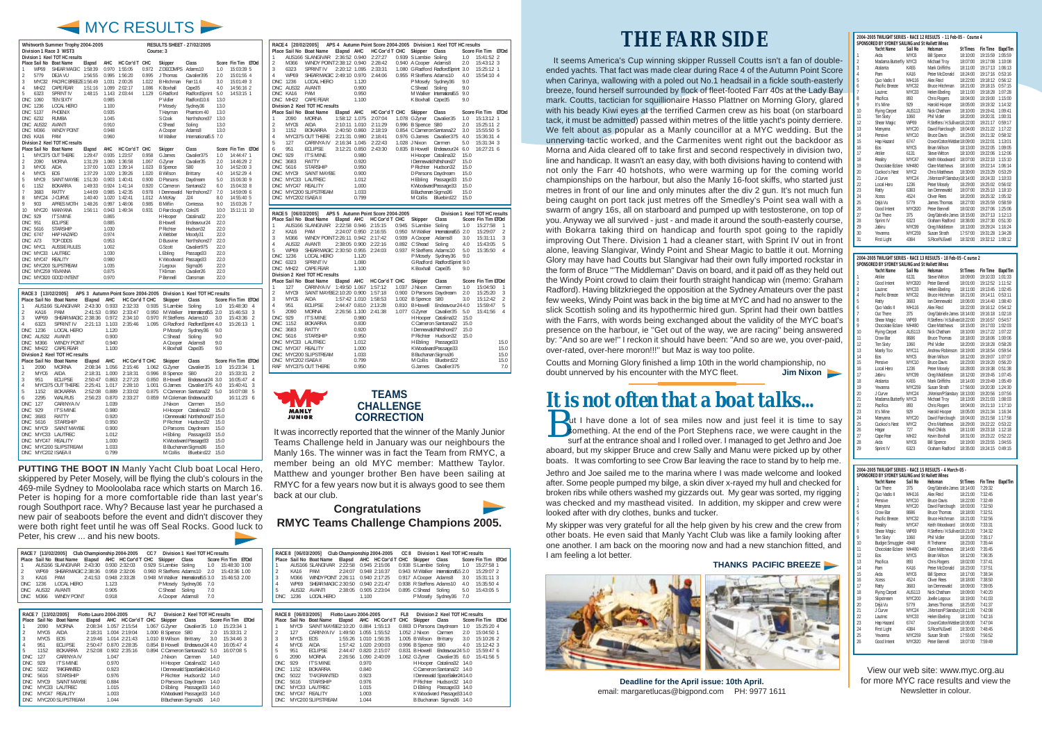# MYC RESULTS

**Whitworth Summer Trophy 2004-2005** — RESULTS SHEET - 27/02/2005
**Division 1 Race 3 WST3** — Course: 3

**Division 1 Keel TOT HC results**

| Place | Sail No | Boat Name | Elapsd | AHC | HC Cor'd T | CHC | Skipper | Class | Score | Fin Tim | ETOd |
|---|---|---|---|---|---|---|---|---|---|---|---|
| 1 | WP69 | SHEAR MAGIC | 1:58:39 | 0.970 | 1:55:05 | 0.972 | Z DECOMPS | Adams10 | 1.0 | 15:03:39 | 5 |
| 2 | 5779 | DEJA VU | 1:56:55 | 0.995 | 1:56:20 | 0.995 | J Thomas | Cavalier395 | 2.0 | 15:01:55 | 4 |
| 3 | MYC32 | PACIFIC BREEZE | 1:56:49 | 1.031 | 2:00:26 | 1.022 | B Hitchman | Farr11.6 | 3.0 | 15:01:49 | 3 |
| 4 | MH22 | CAPE FEAR | 1:51:16 | 1.099 | 2:02:17 | 1.086 | K Boxhall | Cape35 | 4.0 | 14:56:16 | 2 |
| 5 | 6323 | SPRINT IV | 1:48:15 | 1.143 | 2:03:44 | 1.129 | G Radford | RadfordSprint | 5.0 | 14:53:15 | 1 |
| DNC | 1060 | TEN SIXTY | | 0.985 | | | P Vidler | Radford10.6 | 13.0 | | |
| DNC | 1236 | LOCAL HERO | | 1.100 | | | P Mosely | Sydney36 | 13.0 | | |
| DNC | 5137 | PHOENIX | | 0.935 | | | T Hayman | Phantom40 | 13.0 | | |
| DNC | 6232 | RUMBA | | 1.045 | | | S Cook | Northshore37 | 13.0 | | |
| DNC | AUS32 | AVANTI | | 0.910 | | | C Shead | Soling | 13.0 | | |
| DNC | M366 | WINDY POINT | | 0.948 | | | A Cooper | Adams8 | 13.0 | | |
| DNS | KA16 | PAM | | 0.960 | | | M Walker | International5.5 | 7.0 | | |

**Division 2 Keel TOT HC results**

| Place | Sail No | Boat Name | Elapsd | AHC | HC Cor'd T | CHC | Skipper | Class | Score | Fin Tim | ETOd |
|---|---|---|---|---|---|---|---|---|---|---|---|
| 1 | MYC375 | OUT THERE | 1:29:47 | 0.935 | 1:23:57 | 0.958 | G James | Cavalier375 | 1.0 | 14:44:47 | 1 |
| 2 | 2090 | MORNA | 1:31:29 | 1.060 | 1:36:58 | 1.067 | G Zyner | Cavalier35 | 2.0 | 14:46:29 | 2 |
| 3 | MYC6 | AIDA | 1:37:00 | 1.023 | 1:39:14 | 1.023 | B Spence | S80 | 3.0 | 14:52:00 | 3 |
| 4 | MYC5 | EOS | 1:37:29 | 1.020 | 1:39:26 | 1.020 | B Wilson | Brittany | 4.0 | 14:52:29 | 4 |
| 5 | MYC9 | SAINT MAYBE | 1:51:30 | 0.903 | 1:40:41 | 0.900 | D Parsons | Daydream | 5.0 | 15:06:30 | 9 |
| 6 | 1152 | BOKARRA | 1:49:33 | 0.924 | 1:41:14 | 0.920 | C Cameron | Santana22 | 6.0 | 15:04:33 | 8 |
| 7 | 3683 | RATTY | 1:44:09 | 0.985 | 1:42:35 | 0.978 | I Dennewald | Northshore27 | 7.0 | 14:59:09 | 6 |
| 8 | MYC24 | J-CURVE | 1:40:40 | 1.020 | 1:42:41 | 1.012 | A McKay | J24 | 8.0 | 14:55:40 | 5 |
| 9 | 909 | APRES MOTH | 1:48:26 | 0.967 | 1:48:06 | 0.985 | B Mifflin | Contessa | 9.0 | 15:03:26 | 7 |
| 10 | MYC20 | MANYANA | 1:56:11 | 0.943 | 1:49:34 | 0.931 | D Fairclough | Cole26 | 10.0 | 15:11:11 | 10 |
| DNC | 929 | IT'S MINE | | 0.965 | | | H Hooper | Catalina32 | 22.0 | | |
| DNC | 951 | ECLIPSE | | 0.885 | | | B Howell | Endeavour24 | 22.0 | | |
| DNC | 5616 | STARSHIP | | 1.030 | | | P Richter | Hudson32 | 22.0 | | |
| DNC | 6747 | HAP HAZARD | | 0.974 | | | A Webber | Moody31 | 22.0 | | |
| DNC | A73 | TOP ODDS | | 0.953 | | | D Busvine | Northshore27 | 22.0 | | |
| DNC | MYC1 | AUSSIE RULES | | 1.002 | | | G Scott | Cavalier975 | 22.0 | | |
| DNC | MYC33 | LAUTREC | | 1.030 | | | L Ebling | Passage33 | 22.0 | | |
| DNC | MYC47 | REALITY | | 0.980 | | | K Woodward | Passage33 | 22.0 | | |
| DNC | MYC200 | SLIPSTREAM | | 1.035 | | | J Legoux | Sigma36 | 22.0 | | |
| DNC | MYC259 | YEVANNA | | 0.875 | | | T Kilman | Cavalier26 | 22.0 | | |
| DNC | MYC820 | GOOD INTENT | | 0.970 | | | P Bennell | Clansman | 22.0 | | |

**RACE 3 [13/02/2005] APS 3 Autumn Point Score 2004-2005 — Division 1 Keel TOT HC results**

| Place | Sail No | Boat Name | Elapsd | AHC | HC Cor'd T | CHC | Skipper | Class | Score | Fin Tim | ETOd |
|---|---|---|---|---|---|---|---|---|---|---|---|
| 1 | AUS166 | SLANGIVAR | 2:43:30 | 0.933 | 2:32:33 | 0.935 | S Lambie | Soling | 1.0 | 15:48:30 | 4 |
| 2 | KA16 | PAM | 2:41:53 | 0.950 | 2:33:47 | 0.950 | M Walker | International5.5 | 2.0 | 15:46:53 | 3 |
| 3 | WP69 | SHEAR MAGIC | 2:38:36 | 0.972 | 2:34:10 | 0.970 | R Steffens | Adams10 | 3.0 | 15:43:36 | 2 |
| 4 | 6323 | SPRINT IV | 2:21:13 | 1.103 | 2:35:46 | 1.095 | G Radford | Radford Sprint | 4.0 | 15:26:13 | 1 |
| DNC | 1236 | LOCAL HERO | | 1.120 | | | P Mosely | Sydney36 | 9.0 | | |
| DNC | AUS32 | AVANTI | | 0.900 | | | C Shead | Soling | 9.0 | | |
| DNC | M366 | WINDY POINT | | 0.940 | | | A Cooper | Adams8 | 9.0 | | |
| DNC | MH22 | CAPE FEAR | | 1.100 | | | K Boxhall | Cape35 | 9.0 | | |

**Division 2 Keel TOT HC results**

| Place | Sail No | Boat Name | Elapsd | AHC | HC Cor'd T | CHC | Skipper | Class | Score | Fin Tim | ETOd |
|---|---|---|---|---|---|---|---|---|---|---|---|
| 1 | 2090 | MORNA | 2:08:34 | 1.056 | 2:15:46 | 1.062 | G Zyner | Cavalier35 | 1.0 | 15:23:34 | 1 |
| 2 | MYC6 | AIDA | 2:18:31 | 1.000 | 2:18:31 | 0.996 | B Spence | S80 | 2.0 | 15:33:31 | 2 |
| 3 | 951 | ECLIPSE | 2:50:47 | 0.863 | 2:27:23 | 0.850 | B Howell | Endeavour24 | 3.0 | 16:05:47 | 4 |
| 4 | MYC375 | OUT THERE | 2:25:41 | 1.017 | 2:28:10 | 1.001 | G James | Cavalier375 | 4.0 | 15:40:41 | 3 |
| 5 | 1152 | BOKARRA | 2:52:08 | 0.889 | 2:33:02 | 0.875 | C Cameron | Santana22 | 5.0 | 16:07:08 | 5 |
| 6 | 2295 | WALRUS | 2:56:23 | 0.870 | 2:33:27 | 0.859 | M Coleman | Endeavour30 | | 16:11:23 | 6 |
| DNC | 127 | CARINYA IV | | 1.039 | | | J Nixon | Carmen | 15.0 | | |
| DNC | 929 | IT'S MINE | | 0.980 | | | H Hooper | Catalina32 | 15.0 | | |
| DNC | 3683 | RATTY | | 0.920 | | | I Dennewald | Northshore27 | 15.0 | | |
| DNC | 5616 | STARSHIP | | 0.950 | | | P Richter | Hudson32 | 15.0 | | |
| DNC | MYC9 | SAINT MAYBE | | 0.900 | | | D Parsons | Daydream | 15.0 | | |
| DNC | MYC33 | LAUTREC | | 1.012 | | | H Ebling | Passage33 | 15.0 | | |
| DNC | MYC47 | REALITY | | 1.003 | | | K Woodward | Passage33 | 15.0 | | |
| DNC | MYC200 | SLIPSTREAM | | 1.033 | | | B Buchanan | Sigma36 | 15.0 | | |
| DNC | MYC202 | ISAEA II | | 0.799 | | | M Collis | Bluebird22 | 15.0 | | |

**PUTTING THE BOOT IN** Manly Yacht Club boat Local Hero, skippered by Peter Mosely, will be flying the club's colours in the 469-mile Sydney to Mooloolaba race which starts on March 16. Peter is hoping for a more comfortable ride than last year's rough Southport race. Why? Because last year he purchased a new pair of seaboots before the event and didn't discover they were both right feet until he was off Seal Rocks. Good luck to Peter, his crew ... and his new boots.

**RACE 7 [13/02/2005] Club Championship 2004-2005 CC7 — Division 1 Keel TOT HC results**

| Place | Sail No | Boat Name | Elapsd | AHC | HC Cor'd T | CHC | Skipper | Class | Score | Fin Tim | ETOd |
|---|---|---|---|---|---|---|---|---|---|---|---|
| 1 | AUS166 | SLANGIVAR | 2:43:30 | 0.930 | 2:32:03 | 0.929 | S Lambie | Soling | 1.0 | 15:48:30 | 3.00 |
| 2 | WP69 | SHEAR MAGIC | 2:38:36 | 0.959 | 2:32:06 | 0.960 | R Steffens | Adams10 | 2.0 | 15:43:36 | 1.00 |
| 3 | KA16 | PAM | 2:41:53 | 0.948 | 2:33:28 | 0.948 | M Walker | International5.5 | 3.0 | 15:46:53 | 2.00 |
| DNC | 1236 | LOCAL HERO | | 1.123 | | | P Mosely | Sydney36 | 7.0 | | |
| DNC | AUS32 | AVANTI | | 0.905 | | | C Shead | Soling | 7.0 | | |
| DNC | M366 | WINDY POINT | | 0.918 | | | A Cooper | Adams8 | 7.0 | | |

**RACE 7 [13/02/2005] Flotto Lauro 2004-2005 FL7 — Division 2 Keel TOT HC results**

| Place | Sail No | Boat Name | Elapsd | AHC | HC Cor'd T | CHC | Skipper | Class | Score | Fin Tim | ETOd |
|---|---|---|---|---|---|---|---|---|---|---|---|
| 1 | 2090 | MORNA | 2:08:34 | 1.057 | 2:15:54 | 1.067 | G Zyner | Cavalier35 | 1.0 | 15:23:34 | 1 |
| 2 | MYC6 | AIDA | 2:18:31 | 1.004 | 2:19:04 | 1.000 | B Spence | S80 | 2.0 | 15:33:31 | 2 |
| 3 | MYC5 | EOS | 2:19:46 | 1.014 | 2:21:43 | 1.010 | B Wilson | Brittany | 3.0 | 15:34:46 | 3 |
| 4 | 951 | ECLIPSE | 2:50:47 | 0.870 | 2:28:35 | 0.854 | B Howell | Endeavour24 | 4.0 | 16:05:47 | 4 |
| 5 | 1152 | BOKARRA | 2:52:08 | 0.902 | 2:35:16 | 0.894 | C Cameron | Santana22 | 5.0 | 16:07:08 | 5 |
| DNC | 127 | CARINYA IV | | 1.047 | | | J Nixon | Carmen | 14.0 | | |
| DNC | 929 | IT'S MINE | | 0.970 | | | H Hooper | Catalina32 | 14.0 | | |
| DNC | 5022 | TAKGRANTED | | 0.923 | | | I Dennewald | SpaceSailer24 | 14.0 | | |
| DNC | 5616 | STARSHIP | | 0.976 | | | P Richter | Hudson32 | 14.0 | | |
| DNC | MYC9 | SAINT MAYBE | | 0.884 | | | D Parsons | Daydream | 14.0 | | |
| DNC | MYC33 | LAUTREC | | 1.015 | | | D Ebling | Passage33 | 14.0 | | |
| DNC | MYC47 | REALITY | | 1.003 | | | K Woodward | Passage33 | 14.0 | | |
| DNC | MYC200 | SLIPSTREAM | | 1.044 | | | B Buchanan | Sigma36 | 14.0 | | |

**RACE 4 [20/02/2005] APS 4 Autumn Point Score 2004-2005 — Division 1 Keel TOT HC results**

| Place | Sail No | Boat Name | Elapsd | AHC | HC Cor'd T | CHC | Skipper | Class | Score | Fin Tim | ETOd |
|---|---|---|---|---|---|---|---|---|---|---|---|
| 1 | AUS166 | SLANGIVAR | 2:36:52 | 0.940 | 2:27:27 | 0.939 | S Lambie | Soling | 1.0 | 15:41:52 | 2 |
| 2 | M366 | WINDY POINT | 2:38:12 | 0.940 | 2:28:42 | 0.940 | A Cooper | Adams8 | 2.0 | 15:43:12 | 3 |
| 3 | 6323 | SPRINT IV | 2:20:12 | 1.095 | 2:33:31 | 1.080 | G Radford | Radford Sprint | 3.0 | 15:25:12 | 1 |
| 4 | WP69 | SHEAR MAGIC | 2:49:10 | 0.970 | 2:44:06 | 0.955 | R Steffens | Adams10 | 4.0 | 15:54:10 | 4 |
| DNC | 1236 | LOCAL HERO | | 1.120 | | | P Mosely | Sydney36 | 9.0 | | |
| DNC | AUS32 | AVANTI | | 0.900 | | | C Shead | Soling | 9.0 | | |
| DNC | KA16 | PAM | | 0.950 | | | M Walker | International5.5 | 9.0 | | |
| DNC | MH22 | CAPE FEAR | | 1.100 | | | K Boxhall | Cape35 | 9.0 | | |

**Division 2 Keel TOT HC results**

| Place | Sail No | Boat Name | Elapsd | AHC | HC Cor'd T | CHC | Skipper | Class | Score | Fin Tim | ETOd |
|---|---|---|---|---|---|---|---|---|---|---|---|
| 1 | 2090 | MORNA | 1:58:12 | 1.075 | 2:07:04 | 1.078 | G Zyner | Cavalier35 | 1.0 | 15:13:12 | 1 |
| 2 | MYC6 | AIDA | 2:10:11 | 1.010 | 2:11:29 | 0.996 | B Spence | S80 | 2.0 | 15:25:11 | 2 |
| 3 | 1152 | BOKARRA | 2:40:50 | 0.860 | 2:18:19 | 0.854 | C Cameron | Santana22 | 3.0 | 15:55:50 | 5 |
| 4 | MYC375 | OUT THERE | 2:21:31 | 0.980 | 2:18:41 | 0.976 | G James | Cavalier375 | 4.0 | 15:36:31 | 4 |
| 5 | 127 | CARINYA IV | 2:16:34 | 1.045 | 2:22:43 | 1.028 | J Nixon | Carmen | 5.0 | 15:31:34 | 3 |
| 6 | 951 | ECLIPSE | 3:12:21 | 0.850 | 2:43:30 | 0.835 | B Howell | Endeavour24 | 6.0 | 16:27:21 | 6 |
| DNC | 929 | IT'S MINE | | 0.980 | | | H Hooper | Catalina32 | 15.0 | | |
| DNC | 3683 | RATTY | | 0.920 | | | I Dennewald | Nthshore27 | 15.0 | | |
| DNC | 5616 | STARSHIP | | 0.950 | | | P Richter | Hudson32 | 15.0 | | |
| DNC | MYC9 | SAINT MAYBE | | 0.900 | | | D Parsons | Daydream | 15.0 | | |
| DNC | MYC33 | LAUTREC | | 1.012 | | | H Ebling | Passage33 | 15.0 | | |
| DNC | MYC47 | REALITY | | 1.000 | | | K Woodward | Passage33 | 15.0 | | |
| DNC | MYC200 | SLIPSTREAM | | 1.033 | | | B Buchanan | Sigma36 | 15.0 | | |
| DNC | MYC202 | ISAEA II | | 0.799 | | | M Collis | Bluebird22 | 15.0 | | |

**RACE 5 [06/03/2005] APS 5 Autumn Point Score 2004-2005 — Division 1 Keel TOT HC results**

| Place | Sail No | Boat Name | Elapsd | AHC | HC Cor'd T | CHC | Skipper | Class | Score | Fin Tim | ETOd |
|---|---|---|---|---|---|---|---|---|---|---|---|
| 1 | AUS166 | SLANGIVAR | 2:22:58 | 0.946 | 2:15:15 | 0.945 | S Lambie | Soling | 1.0 | 15:27:58 | 1 |
| 2 | KA16 | PAM | 2:24:07 | 0.950 | 2:16:55 | 0.950 | M Walker | International5.5 | 2.0 | 15:29:07 | 2 |
| 3 | M366 | WINDY POINT | 2:26:11 | 0.942 | 2:17:42 | 0.939 | A Cooper | Adams8 | 3.0 | 15:31:11 | 3 |
| 4 | AUS32 | AVANTI | 2:38:05 | 0.900 | 2:22:16 | 0.892 | C Shead | Soling | 4.0 | 15:43:05 | 5 |
| 5 | WP69 | SHEAR MAGIC | 2:30:50 | 0.955 | 2:24:03 | 0.937 | R Steffens | Adams10 | 5.0 | 15:35:50 | 4 |
| DNC | 1236 | LOCAL HERO | | 1.120 | | | P Mosely | Sydney36 | 9.0 | | |
| DNC | 6323 | SPRINT IV | | 1.080 | | | G Radford | Radford Sprint | 9.0 | | |
| DNC | MH22 | CAPE FEAR | | 1.100 | | | K Boxhall | Cape35 | 9.0 | | |

**Division 2 Keel TOT HC results**

| Place | Sail No | Boat Name | Elapsd | AHC | HC Cor'd T | CHC | Skipper | Class | Score | Fin Tim | ETOd |
|---|---|---|---|---|---|---|---|---|---|---|---|
| 1 | 127 | CARINYA IV | 1:49:50 | 1.067 | 1:57:12 | 1.037 | J Nixon | Carmen | 1.0 | 15:04:50 | 1 |
| 2 | MYC9 | SAINT MAYBE | 2:10:20 | 0.900 | 1:57:18 | 0.900 | D Parsons | Daydream | 2.0 | 15:25:20 | 3 |
| 3 | MYC6 | AIDA | 1:57:42 | 1.010 | 1:58:53 | 1.002 | B Spence | S80 | 3.0 | 15:12:42 | 2 |
| 4 | 951 | ECLIPSE | 2:44:47 | 0.810 | 2:13:28 | 0.810 | B Howell | Endeavour24 | 4.0 | 15:59:47 | 5 |
| 5 | 2090 | MORNA | 2:26:56 | 1.100 | 2:41:38 | 1.077 | G Zyner | Cavalier35 | 5.0 | 15:41:56 | 4 |
| DNC | 929 | IT'S MINE | | 0.980 | | | H Hooper | Catalina32 | 15.0 | | |
| DNC | 1152 | BOKARRA | | 0.830 | | | C Cameron | Santana22 | 15.0 | | |
| DNC | 3683 | RATTY | | 0.920 | | | I Dennewald | Nthshore27 | 15.0 | | |
| DNC | 5616 | STARSHIP | | 0.950 | | | P Richter | Hudson32 | 15.0 | | |
| DNC | MYC33 | LAUTREC | | 1.012 | | | H Ebling | Passage33 | | | 15.0 |
| DNC | MYC47 | REALITY | | 1.000 | | | K Woodward | Passage33 | | | 15.0 |
| DNC | MYC200 | SLIPSTREAM | | 1.033 | | | B Buchanan | Sigma36 | | | 15.0 |
| DNC | MYC202 | ISAEA II | | 0.799 | | | M Collis | Bluebird22 | | | 15.0 |
| RAF | MYC375 | OUT THERE | | 0.950 | | | G James | Cavalier375 | | | 7.0 |

## TEAMS CHALLENGE CORRECTION

It was incorrectly reported that the winner of the Manly Junior Teams Challenge held in January was our neighbours the Manly 16s. The winner was in fact the Team from RMYC, a member being an old MYC member: Matthew Taylor. Matthew and younger brother Ben have been sailing at RMYC for a few years now but it is always good to see them back at our club.

**Congratulations**

**RMYC Teams Challenge Champions 2005.**

**RACE 8 [06/03/2005] Club Championship 2004-2005 CC8 — Division 1 Keel TOT HC results**

| Place | Sail No | Boat Name | Elapsd | AHC | HC Cor'd T | CHC | Skipper | Class | Score | Fin Tim | ETOd |
|---|---|---|---|---|---|---|---|---|---|---|---|
| 1 | AUS166 | SLANGIVAR | 2:22:58 | 0.945 | 2:15:06 | 0.938 | S Lambie | Soling | 1.0 | 15:27:58 | 1 |
| 2 | KA16 | PAM | 2:24:07 | 0.948 | 2:16:37 | 0.943 | M Walker | International5.5 | 2.0 | 15:29:07 | 2 |
| 3 | M366 | WINDY POINT | 2:26:11 | 0.940 | 2:17:25 | 0.917 | A Cooper | Adams8 | 3.0 | 15:31:11 | 3 |
| 4 | WP69 | SHEAR MAGIC | 2:30:50 | 0.940 | 2:21:47 | 0.938 | R Steffens | Adams10 | 4.0 | 15:35:50 | 4 |
| 5 | AUS32 | AVANTI | 2:38:05 | 0.905 | 2:23:04 | 0.895 | C Shead | Soling | 5.0 | 15:43:05 | 5 |
| DNC | 1236 | LOCAL HERO | | 1.100 | | | P Mosely | Sydney36 | 7.0 | | |

**RACE 8 [06/03/2005] Flotto Lauro 2004-2005 FL8 — Division 2 Keel TOT HC results**

| Place | Sail No | Boat Name | Elapsd | AHC | HC Cor'd T | CHC | Skipper | Class | Score | Fin Tim | ETOd |
|---|---|---|---|---|---|---|---|---|---|---|---|
| 1 | MYC9 | SAINT MAYBE | 2:10:20 | 0.884 | 1:55:13 | 0.883 | D Parsons | Daydream | 1.0 | 15:25:20 | 4 |
| 2 | 127 | CARINYA IV | 1:49:50 | 1.055 | 1:55:52 | 1.052 | J Nixon | Carmen | 2.0 | 15:04:50 | 1 |
| 3 | MYC5 | EOS | 1:55:26 | 1.010 | 1:56:35 | 1.005 | B Wilson | Brittany | 3.0 | 15:10:26 | 2 |
| 4 | MYC6 | AIDA | 1:57:42 | 1.020 | 2:00:03 | 0.996 | B Spence | S80 | 4.0 | 15:12:42 | 3 |
| 5 | 951 | ECLIPSE | 2:44:47 | 0.820 | 2:15:07 | 0.831 | B Howell | Endeavour24 | 5.0 | 15:59:47 | 6 |
| 6 | 2090 | MORNA | 2:26:56 | 1.090 | 2:40:09 | 1.062 | G Zyner | Cavalier35 | 6.0 | 15:41:56 | 5 |
| DNC | 929 | IT'S MINE | | 0.970 | | | H Hooper | Catalina32 | 14.0 | | |
| DNC | 1152 | BOKARRA | | 0.840 | | | C Cameron | Santana22 | 14.0 | | |
| DNC | 5022 | T/4GRANTED | | 0.923 | | | I Dennewald | SpaceSailer24 | 14.0 | | |
| DNC | 5616 | STARSHIP | | 0.976 | | | P Richter | Hudson32 | 14.0 | | |
| DNC | MYC33 | LAUTREC | | 1.015 | | | D Ebling | Passage33 | 14.0 | | |
| DNC | MYC47 | REALITY | | 1.003 | | | K Woodward | Passage33 | 14.0 | | |
| DNC | MYC200 | SLIPSTREAM | | 1.044 | | | B Buchanan | Sigma36 | 14.0 | | |

# THE FARR SIDE

It seems America's Cup winning skipper Russell Coutts isn't a fan of double-ended yachts. That fact was made clear during Race 4 of the Autumn Point Score when Carinya, wallowing with a poled out No.1 headsail in a fickle south-easterly breeze, found herself surrounded by flock of fleet-footed Farr 40s at the Lady Bay mark. Coutts, tactician for squillionaire Hasso Plattner on Morning Glory, glared with his beady Kiwi eyes at the terrified Carmen crew as his boat (on starboard tack, it must be admitted) passed within metres of the little yacht's pointy derriere. We felt about as popular as a Manly councillor at a MYC wedding. But the unnerving tactic worked, and the Carmenites went right out the backdoor as Morna and Aida cleared off to take first and second respectively in division two, line and handicap. It wasn't an easy day, with both divisions having to contend with not only the Farr 40 hotshots, who were warming up for the coming world championships on the harbour, but also the Manly 16-foot skiffs, who started just metres in front of our line and only minutes after the div 2 gun. It's not much fun being caught on port tack just metres off the Smedley's Point sea wall with a swarm of angry 16s, all on starboard and pumped up with testosterone, on top of you. Anyway we all survived - just - and made it around the south-easterly course, with Bokarra taking third on handicap and fourth spot going to the rapidly improving Out There. Division 1 had a cleaner start, with Sprint IV out in front alone, leaving Slangivar, Windy Point and Shear Magic to battle it out. Morning Glory may have had Coutts but Slangivar had their own fully imported rockstar in the form of Bruce "The Middleman" Davis on board, and it paid off as they held out the Windy Point crowd to claim their fourth straight handicap win (memo: Graham Radford). Having blitzkrieged the opposition at the Sydney Amateurs over the past few weeks, Windy Point was back in the big time at MYC and had no answer to the slick Scottish soling and its hypothermic hired gun. Sprint had their own battles with the Farrs, with words being exchanged about the validity of the MYC boat's presence on the harbour, ie "Get out of the way, we are racing" being answered by: "And so are we!" I reckon it should have been: "And so are we, you over-paid, over-rated, over-here moron!!!" but Maz is way too polite.

Coutts and Morning Glory finished a limp 10th in the world championship, no doubt unnerved by his encounter with the MYC fleet. **Jim Nixon**

# It is not often that a boat talks...

But I have done a lot of sea miles now and just feel it is time to say something. At the end of the Port Stephens race, we were caught in the surf at the entrance shoal and I rolled over. I managed to get Jethro and Joe aboard, but my skipper Bruce and crew Sally and Manu were picked up by other boats. It was comforting to see Crow Bar leaving the race to stand by to help me.

Jethro and Joe sailed me to the marina where I was made welcome and looked after. Some people pumped my bilge, a skin diver x-rayed my hull and checked for broken ribs while others washed my gizzards out. My gear was sorted, my rigging was checked and my masthead visited. In addition, my skipper and crew were looked after with dry clothes, bunks and tucker.

My skipper was very grateful for all the help given by his crew and the crew from other boats. He even said that Manly Yacht Club was like a family looking after one another. I am back on the mooring now and had a new stanchion fitted, and I am feeling a lot better.

**THANKS PACIFIC BREEZE**

**Deadline for the April issue: 10th April.**
email: margaretlucas@bigpond.com PH: 9977 1611

**2004-2005 TWILIGHT SERIES - RACE 12 RESULTS - 11 Feb-05 - Course 4**
SPONSORED BY SYDNEY SAILING and St Hellett Wines

| | Yacht Name | Sail No | Helmsman | St Times | Fin Time | Elapsd Tim |
|---|---|---|---|---|---|---|
| 1 | Aida | MYC6 | Bill Spence | 18:10:00 | 19:15:59 | 1:05:59 |
| 2 | Madama Butterfly | MYC3 | Michael Troy | 18:07:00 | 19:17:08 | 1:10:08 |
| 3 | Atalanta | KA65 | Mark Griffiths | 18:11:00 | 19:17:13 | 1:06:13 |
| 4 | Pam | KA16 | Peter McDonald | 18:24:00 | 19:17:16 | 0:53:16 |
| 5 | Quo Vadis II | MH116 | Alex Reid | 18:22:00 | 19:18:12 | 0:56:12 |
| 6 | Pacific Breeze | MYC32 | Bruce Hitchman | 18:21:00 | 19:18:15 | 0:57:15 |
| 7 | Lautrec | MYC33 | Helen Ebeling | 18:11:00 | 19:18:28 | 1:07:28 |
| 8 | Pacifica | 893 | Chris Rogers | 18:04:00 | 19:19:00 | 1:15:00 |
| 9 | It's Mine | 929 | Harold Hooper | 18:05:00 | 19:19:32 | 1:14:32 |
| 10 | Flying Carpet | AUS113 | Nick Chatham | 18:10:00 | 19:19:41 | 1:09:41 |
| 11 | Ten Sixty | 1060 | Phil Vidler | 18:20:00 | 19:20:31 | 1:00:31 |
| 12 | Shear Magic | WP69 | R.Steffens / H.Sullivan | 18:22:00 | 19:21:17 | 0:59:17 |
| 13 | Manyana | MYC20 | David Fairclough | 18:04:00 | 19:21:22 | 1:17:22 |
| 14 | Pensive | MYC10 | Bruce Davis | 18:23:00 | 19:21:32 | 0:58:32 |
| 15 | Hap Hazard | 6747 | Crown/Cotton/Webber | 18:08:00 | 19:22:01 | 1:13:01 |
| 16 | Eos | MYC5 | Brian Wilson | 18:13:00 | 19:22:05 | 1:09:05 |
| 17 | Attiler | 6131 | Steve Wilton | 18:10:00 | 19:22:06 | 1:12:06 |
| 18 | Reality | MYC47 | Keith Woodward | 18:07:00 | 19:22:10 | 1:15:10 |
| 19 | Chocolate Eclare | MH480 | Clare Matthews | 18:16:00 | 19:22:14 | 1:06:14 |
| 20 | Cuckoo's Nest | MYC2 | Chris Matthews | 18:30:00 | 19:23:29 | 0:53:29 |
| 21 | J Curve | MYC24 | J.Morison/P.Sainsbury | 18:14:00 | 19:24:33 | 1:10:33 |
| 22 | Local Hero | 1236 | Peter Mosely | 18:29:00 | 19:25:02 | 0:56:02 |
| 23 | Ratty | 6383 | Ian Dennewald | 18:07:00 | 19:25:10 | 1:18:10 |
| 24 | Xcess | 4524 | Oliver Rees | 18:20:00 | 19:25:32 | 1:05:32 |
| 25 | Déjà Vu | 5779 | James Thomas | 18:27:00 | 19:25:59 | 0:58:59 |
| 26 | Good Intent | MYC820 | Peter Bennell | 18:02:00 | 19:27:06 | 1:25:06 |
| 27 | Out There | 375 | Greg/Gabrielle James | 18:15:00 | 19:27:13 | 1:12:13 |
| 28 | Sprint IV | 6323 | Graham Radford | 18:36:00 | 19:27:30 | 0:51:30 |
| 29 | Jabiru | MYC99 | Greg Middleton | 18:13:00 | 19:29:24 | 1:16:24 |
| 30 | Yevanna | MYC259 | Susan Strath | 17:57:00 | 19:31:26 | 1:34:26 |
| 31 | First Light | 4364 | S.Rice/N.Revill | 18:32:00 | 19:32:12 | 1:00:12 |

**2004-2005 TWILIGHT SERIES - RACE 13 RESULTS - 18 Feb-05 - Course 2**
SPONSORED BY SYDNEY SAILING and St Hellett Wines

| | Yacht Name | Sail No | Helmsman | St Times | Fin Time | Elapsd Tim |
|---|---|---|---|---|---|---|
| 1 | Attiler | 6131 | Steve Wilton | 18:09:00 | 19:10:33 | 1:01:33 |
| 2 | Good Intent | MYC820 | Peter Bennell | 18:01:00 | 19:12:52 | 1:11:52 |
| 3 | Lautrec | MYC33 | Helen Ebeling | 18:11:00 | 19:13:45 | 1:02:45 |
| 4 | Pacific Breeze | MYC32 | Bruce Hitchman | 18:21:00 | 19:14:11 | 0:53:11 |
| 5 | Ratty | 3683 | Ian Dennewald | 18:06:00 | 19:14:40 | 1:08:40 |
| 6 | Quo Vadis II | MH116 | Alex Reid | 18:22:00 | 19:16:12 | 0:54:12 |
| 7 | Out There | 375 | Greg/Gabrielle James | 18:14:00 | 19:16:18 | 1:02:18 |
| 8 | Shear Magic | WP69 | R.Steffens / H.Sullivan | 18:22:00 | 19:16:57 | 0:54:57 |
| 9 | Chocolate Eclare | MH480 | Clare Matthews | 18:15:00 | 19:17:03 | 1:02:03 |
| 10 | Flying Carpet | AUS113 | Nick Chatham | 18:10:00 | 19:17:22 | 1:07:22 |
| 11 | Crow Bar | 8686 | Bruce Thomas | 18:18:00 | 19:18:06 | 1:00:06 |
| 12 | Ten Sixty | 1060 | Phil Vidler | 18:20:00 | 19:18:28 | 0:58:28 |
| 13 | Manly Too | MYC11 | Andrew Robinson | 18:19:00 | 19:18:54 | 0:59:54 |
| 14 | Eos | MYC5 | Brian Wilson | 18:12:00 | 19:19:38 | 1:07:38 |
| 15 | Pensive | MYC10 | Bruce Davis | 18:23:00 | 19:19:20 | 0:56:20 |
| 16 | Local Hero | 1236 | Peter Mosely | 18:28:00 | 19:19:38 | 0:51:38 |
| 17 | Jabiru | MYC99 | Greg Middleton | 18:12:00 | 19:19:45 | 1:07:45 |
| 18 | Atalanta | KA65 | Mark Griffiths | 18:14:00 | 19:19:49 | 1:05:49 |
| 19 | Yevanna | MYC259 | Susan Strath | 17:56:00 | 19:20:30 | 1:24:30 |
| 20 | J Curve | MYC24 | J.Morison/P.Sainsbury | 18:13:00 | 19:20:56 | 1:07:56 |
| 21 | Madama Butterfly | MYC3 | Michael Troy | 18:13:00 | 19:21:03 | 1:08:03 |
| 22 | Pacifica | 893 | Chris Rogers | 18:04:00 | 19:21:10 | 1:17:10 |
| 23 | Hap Hazard | 6747 | Crown/Cotton/Webber | 18:07:00 | 19:21:34 | 1:14:34 |
| 24 | Manyana | MYC20 | David Fairclough | 18:04:00 | 19:21:58 | 1:17:58 |
| 25 | Cuckoo's Nest | MYC2 | Chris Matthews | 18:29:00 | 19:22:22 | 0:53:22 |
| 26 | Hagar | 727 | Rod Childs | 18:11:00 | 19:23:18 | 1:12:18 |
| 27 | Cape Fear | MH22 | Kevin Boxhall | 18:31:00 | 19:23:22 | 0:52:22 |
| 28 | Aida | MYC6 | Bill Spence | 18:19:00 | 19:23:55 | 1:04:55 |
| 29 | Sprint IV | 6323 | Graham Radford | 18:35:00 | 19:24:15 | 0:49:15 |

**2004-2005 TWILIGHT SERIES - RACE 15 RESULTS - 4 March-05 -**
SPONSORED BY SYDNEY SAILING and St Hellett Wines

| | Yacht Name | Sail No | Helmsman | St Times | Fin Time | Elapsd Tim |
|---|---|---|---|---|---|---|
| 1 | Out There | 375 | Greg/Gabrielle James | 18:14:00 | 7:29:32 | |
| 2 | Quo Vadis II | MH116 | Alex Reid | 18:21:00 | 7:32:45 | |
| 3 | Pensive | MYC10 | Bruce Davis | 18:22:00 | 7:32:49 | |
| 4 | Manyana | MYC20 | David Fairclough | 18:03:00 | 7:32:50 | |
| 5 | Crow Bar | 8686 | Bruce Thomas | 18:18:00 | 7:32:51 | |
| 6 | Pacific Breeze | MYC32 | Bruce Hitchman | 18:21:00 | 7:32:56 | |
| 7 | Reality | MYC47 | Keith Woodward | 18:06:00 | 7:33:31 | |
| 8 | Shear Magic | WP69 | R.Steffens / H.Sullivan | 18:21:00 | 7:34:32 | |
| 9 | Ten Sixty | 1060 | Phil Vidler | 18:20:00 | 7:35:17 | |
| 10 | Budgie Smuggler | 4848 | R Treharne | 18:23:00 | 7:35:44 | |
| 11 | Chocolate Eclare | MH480 | Clare Matthews | 18:14:00 | 7:35:45 | |
| 12 | Eos | MYC5 | Brian Wilson | 18:12:00 | 7:36:35 | |
| 13 | Pacifica | 893 | Chris Rogers | 18:02:00 | 7:37:41 | |
| 14 | Pam | KA16 | Peter McDonald | 18:23:00 | 7:37:51 | |
| 15 | Aida | MYC6 | Bill Spence | 18:17:00 | 7:38:34 | |
| 16 | Xcess | 4524 | Oliver Rees | 18:18:00 | 7:38:50 | |
| 17 | Ratty | 3683 | Ian Dennewald | 18:06:00 | 7:39:05 | |
| 18 | Flying Carpet | AUS113 | Nick Chatham | 18:09:00 | 7:40:20 | |
| 19 | Slipstream | MYC200 | Joelle Legoux | 18:19:00 | 7:41:03 | |
| 20 | Déjà Vu | 5779 | James Thomas | 18:25:00 | 7:41:37 | |
| 21 | J Curve | MYC24 | J.Morison/P.Sainsbury | 18:11:00 | 7:42:08 | |
| 22 | Lautrec | MYC33 | Helen Ebeling | 18:13:00 | 7:42:16 | |
| 23 | Hap Hazard | 6747 | Crown/Cotton/Webber | 18:06:00 | 7:47:04 | |
| 24 | First Light | 4364 | S.Rice/N.Revill | 18:30:00 | 7:48:45 | |
| 25 | Yevanna | MYC259 | Susan Strath | 17:55:00 | 7:50:52 | |
| 26 | Good Intent | MYC820 | Peter Bennell | 18:07:00 | 7:59:49 | |

View our web site: www.myc.org.au for more MYC race results and view the Newsletter in colour.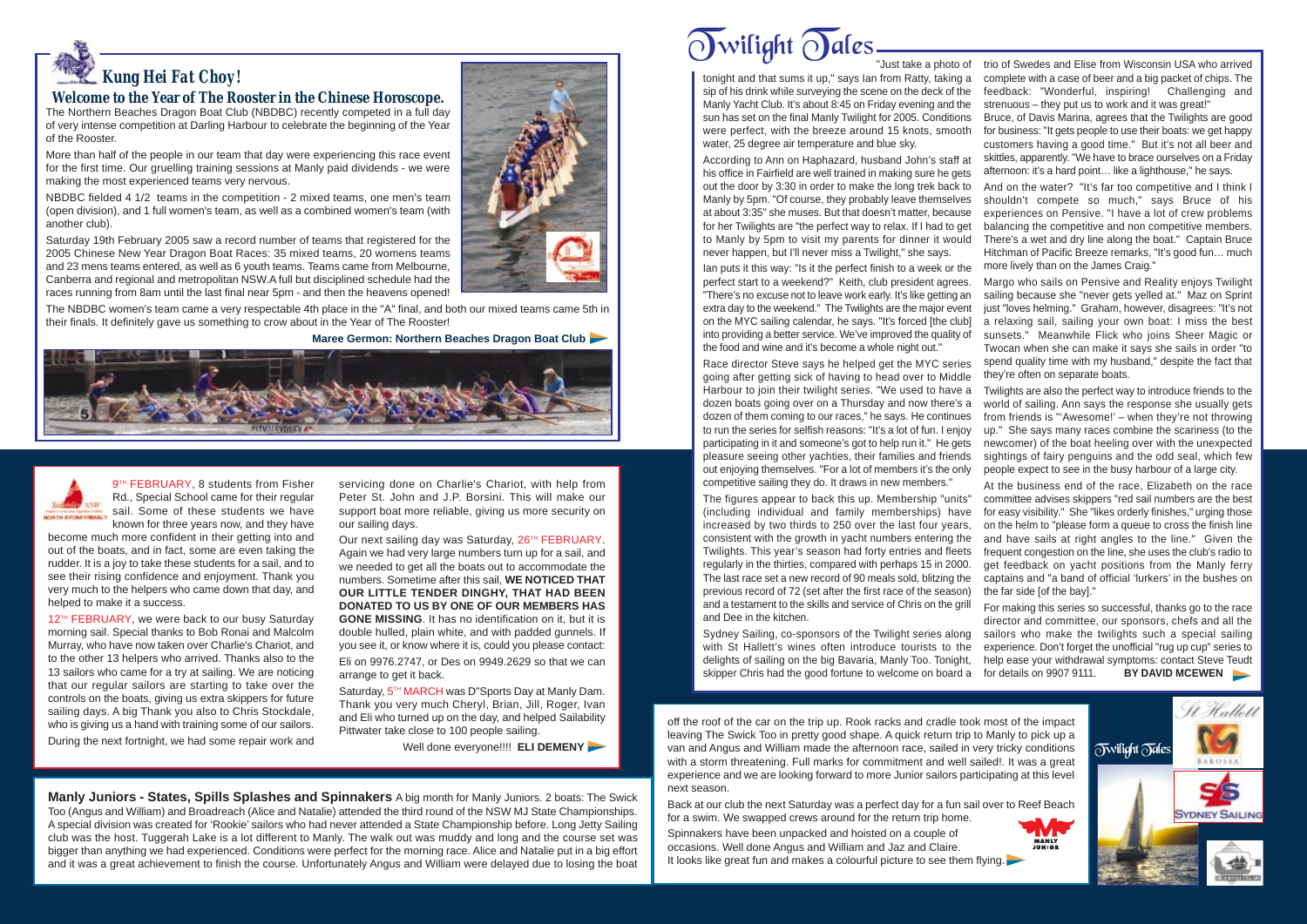## Kung Hei Fat Choy!

### Welcome to the Year of The Rooster in the Chinese Horoscope.

The Northern Beaches Dragon Boat Club (NBDBC) recently competed in a full day of very intense competition at Darling Harbour to celebrate the beginning of the Year of the Rooster.

More than half of the people in our team that day were experiencing this race event for the first time. Our gruelling training sessions at Manly paid dividends - we were making the most experienced teams very nervous.

NBDBC fielded 4 1/2 teams in the competition - 2 mixed teams, one men's team (open division), and 1 full women's team, as well as a combined women's team (with another club).

Saturday 19th February 2005 saw a record number of teams that registered for the 2005 Chinese New Year Dragon Boat Races: 35 mixed teams, 20 womens teams and 23 mens teams entered, as well as 6 youth teams. Teams came from Melbourne, Canberra and regional and metropolitan NSW.A full but disciplined schedule had the races running from 8am until the last final near 5pm - and then the heavens opened!

The NBDBC women's team came a very respectable 4th place in the "A" final, and both our mixed teams came 5th in their finals. It definitely gave us something to crow about in the Year of The Rooster!

**Maree Germon: Northern Beaches Dragon Boat Club**

9TH FEBRUARY, 8 students from Fisher Rd., Special School came for their regular sail. Some of these students we have known for three years now, and they have become much more confident in their getting into and out of the boats, and in fact, some are even taking the rudder. It is a joy to take these students for a sail, and to see their rising confidence and enjoyment. Thank you very much to the helpers who came down that day, and helped to make it a success.

12TH FEBRUARY, we were back to our busy Saturday morning sail. Special thanks to Bob Ronai and Malcolm Murray, who have now taken over Charlie's Chariot, and to the other 13 helpers who arrived. Thanks also to the 13 sailors who came for a try at sailing. We are noticing that our regular sailors are starting to take over the controls on the boats, giving us extra skippers for future sailing days. A big Thank you also to Chris Stockdale, who is giving us a hand with training some of our sailors.

During the next fortnight, we had some repair work and servicing done on Charlie's Chariot, with help from Peter St. John and J.P. Borsini. This will make our support boat more reliable, giving us more security on our sailing days.

Our next sailing day was Saturday, 26TH FEBRUARY. Again we had very large numbers turn up for a sail, and we needed to get all the boats out to accommodate the numbers. Sometime after this sail, **WE NOTICED THAT OUR LITTLE TENDER DINGHY, THAT HAD BEEN DONATED TO US BY ONE OF OUR MEMBERS HAS GONE MISSING**. It has no identification on it, but it is double hulled, plain white, and with padded gunnels. If you see it, or know where it is, could you please contact:

Eli on 9976.2747, or Des on 9949.2629 so that we can arrange to get it back.

Saturday, 5TH MARCH was D"Sports Day at Manly Dam. Thank you very much Cheryl, Brian, Jill, Roger, Ivan and Eli who turned up on the day, and helped Sailability Pittwater take close to 100 people sailing.

Well done everyone!!!! **ELI DEMENY**

## Twilight Tales

"Just take a photo of tonight and that sums it up," says Ian from Ratty, taking a sip of his drink while surveying the scene on the deck of the Manly Yacht Club. It's about 8:45 on Friday evening and the sun has set on the final Manly Twilight for 2005. Conditions were perfect, with the breeze around 15 knots, smooth water, 25 degree air temperature and blue sky.

According to Ann on Haphazard, husband John's staff at his office in Fairfield are well trained in making sure he gets out the door by 3:30 in order to make the long trek back to Manly by 5pm. "Of course, they probably leave themselves at about 3:35" she muses. But that doesn't matter, because for her Twilights are "the perfect way to relax. If I had to get to Manly by 5pm to visit my parents for dinner it would never happen, but I'll never miss a Twilight," she says.

Ian puts it this way: "Is it the perfect finish to a week or the perfect start to a weekend?" Keith, club president agrees. "There's no excuse not to leave work early. It's like getting an extra day to the weekend." The Twilights are the major event on the MYC sailing calendar, he says. "It's forced [the club] into providing a better service. We've improved the quality of the food and wine and it's become a whole night out."

Race director Steve says he helped get the MYC series going after getting sick of having to head over to Middle Harbour to join their twilight series. "We used to have a dozen boats going over on a Thursday and now there's a dozen of them coming to our races," he says. He continues to run the series for selfish reasons: "It's a lot of fun. I enjoy participating in it and someone's got to help run it." He gets pleasure seeing other yachties, their families and friends out enjoying themselves. "For a lot of members it's the only competitive sailing they do. It draws in new members."

The figures appear to back this up. Membership "units" (including individual and family memberships) have increased by two thirds to 250 over the last four years, consistent with the growth in yacht numbers entering the Twilights. This year's season had forty entries and fleets regularly in the thirties, compared with perhaps 15 in 2000. The last race set a new record of 90 meals sold, blitzing the previous record of 72 (set after the first race of the season) and a testament to the skills and service of Chris on the grill and Dee in the kitchen.

Sydney Sailing, co-sponsors of the Twilight series along with St Hallett's wines often introduce tourists to the delights of sailing on the big Bavaria, Manly Too. Tonight, skipper Chris had the good fortune to welcome on board a trio of Swedes and Elise from Wisconsin USA who arrived complete with a case of beer and a big packet of chips. The feedback: "Wonderful, inspiring! Challenging and strenuous – they put us to work and it was great!"

Bruce, of Davis Marina, agrees that the Twilights are good for business: "It gets people to use their boats: we get happy customers having a good time." But it's not all beer and skittles, apparently. "We have to brace ourselves on a Friday afternoon: it's a hard point… like a lighthouse," he says.

And on the water? "It's far too competitive and I think I shouldn't compete so much," says Bruce of his experiences on Pensive. "I have a lot of crew problems balancing the competitive and non competitive members. There's a wet and dry line along the boat." Captain Bruce Hitchman of Pacific Breeze remarks, "It's good fun… much more lively than on the James Craig."

Margo who sails on Pensive and Reality enjoys Twilight sailing because she "never gets yelled at." Maz on Sprint just "loves helming." Graham, however, disagrees: "It's not a relaxing sail, sailing your own boat: I miss the best sunsets." Meanwhile Flick who joins Sheer Magic or Twocan when she can make it says she sails in order "to spend quality time with my husband," despite the fact that they're often on separate boats.

Twilights are also the perfect way to introduce friends to the world of sailing. Ann says the response she usually gets from friends is "'Awesome!' – when they're not throwing up." She says many races combine the scariness (to the newcomer) of the boat heeling over with the unexpected sightings of fairy penguins and the odd seal, which few people expect to see in the busy harbour of a large city.

At the business end of the race, Elizabeth on the race committee advises skippers "red sail numbers are the best for easy visibility." She "likes orderly finishes," urging those on the helm to "please form a queue to cross the finish line and have sails at right angles to the line." Given the frequent congestion on the line, she uses the club's radio to get feedback on yacht positions from the Manly ferry captains and "a band of official 'lurkers' in the bushes on the far side [of the bay]."

For making this series so successful, thanks go to the race director and committee, our sponsors, chefs and all the sailors who make the twilights such a special sailing experience. Don't forget the unofficial "rug up cup" series to help ease your withdrawal symptoms: contact Steve Teudt for details on 9907 9111. **BY DAVID MCEWEN**

**Manly Juniors - States, Spills Splashes and Spinnakers** A big month for Manly Juniors. 2 boats: The Swick Too (Angus and William) and Broadreach (Alice and Natalie) attended the third round of the NSW MJ State Championships. A special division was created for 'Rookie' sailors who had never attended a State Championship before. Long Jetty Sailing club was the host. Tuggerah Lake is a lot different to Manly. The walk out was muddy and long and the course set was bigger than anything we had experienced. Conditions were perfect for the morning race. Alice and Natalie put in a big effort and it was a great achievement to finish the course. Unfortunately Angus and William were delayed due to losing the boat off the roof of the car on the trip up. Rook racks and cradle took most of the impact leaving The Swick Too in pretty good shape. A quick return trip to Manly to pick up a van and Angus and William made the afternoon race, sailed in very tricky conditions with a storm threatening. Full marks for commitment and well sailed!. It was a great experience and we are looking forward to more Junior sailors participating at this level next season.

Back at our club the next Saturday was a perfect day for a fun sail over to Reef Beach for a swim. We swapped crews around for the return trip home.

Spinnakers have been unpacked and hoisted on a couple of occasions. Well done Angus and William and Jaz and Claire. It looks like great fun and makes a colourful picture to see them flying.